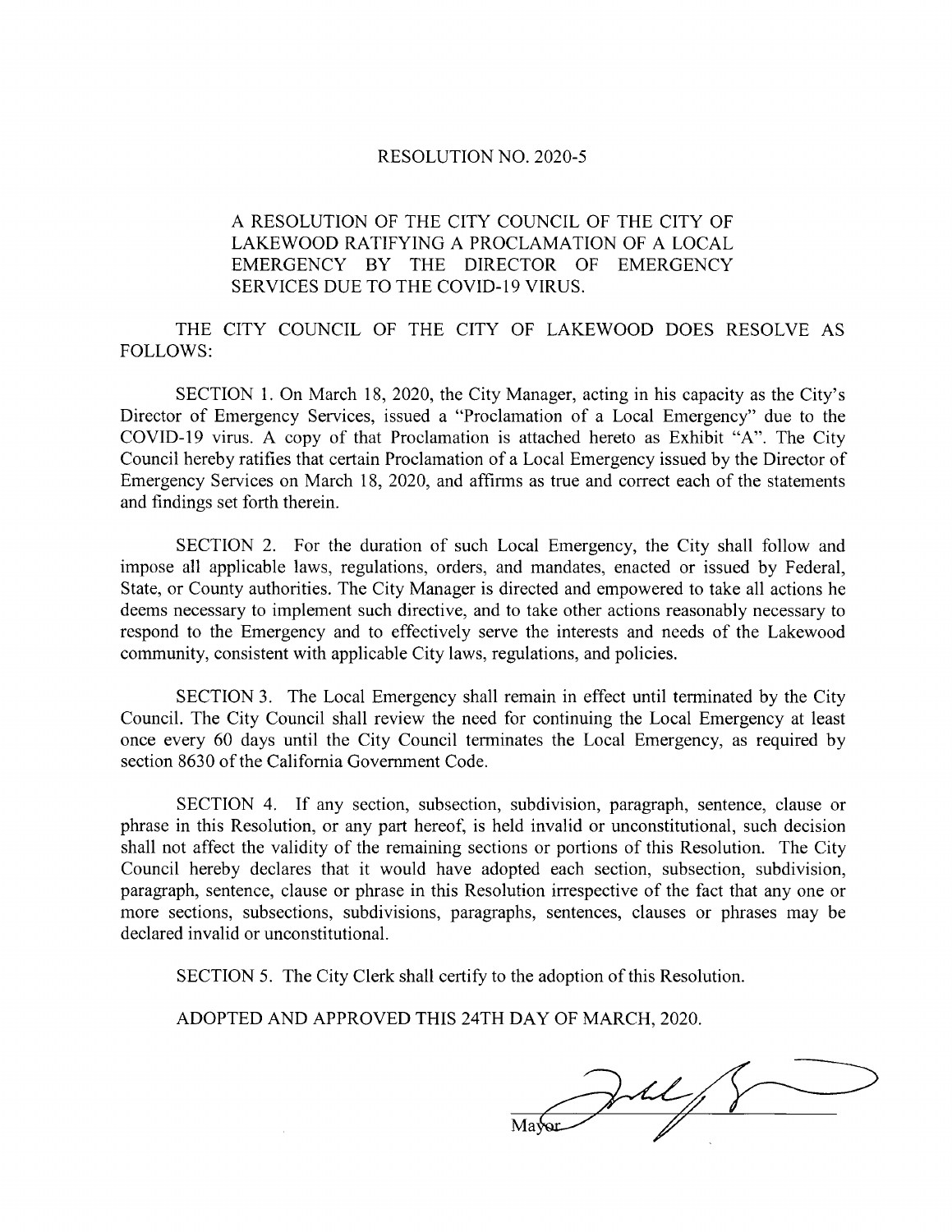# RESOLUTION NO. 2020-5

A RESOLUTION OF THE CITY COUNCIL OF THE CITY OF LAKEWOOD RATIFYING A PROCLAMATION OF A LOCAL EMERGENCY BY THE DIRECTOR OF EMERGENCY SERVICES DUE TO THE COVID-19 VIRUS.

THE CITY COUNCIL OF THE CITY OF LAKEWOOD DOES RESOLVE AS FOLLOWS:

SECTION 1. On March 18, 2020, the City Manager, acting in his capacity as the City's Director of Emergency Services, issued a "Proclamation of a Local Emergency" due to the COVID-19 virus. A copy of that Proclamation is attached hereto as Exhibit "A". The City Council hereby ratifies that certain Proclamation of a Local Emergency issued by the Director of Emergency Services on March 18, 2020, and affirms as true and correct each of the statements and findings set forth therein.

SECTION 2. For the duration of such Local Emergency, the City shall follow and impose all applicable laws, regulations, orders, and mandates, enacted or issued by Federal, State, or County authorities. The City Manager is directed and empowered to take all actions he deems necessary to implement such directive, and to take other actions reasonably necessary to respond to the Emergency and to effectively serve the interests and needs of the Lakewood community, consistent with applicable City laws, regulations, and policies.

SECTION 3. The Local Emergency shall remain in effect until terminated by the City Council. The City Council shall review the need for continuing the Local Emergency at least once every 60 days until the City Council terminates the Local Emergency, as required by section 8630 of the California Government Code.

SECTION 4. If any section, subsection, subdivision, paragraph, sentence, clause or phrase in this Resolution, or any part hereof, is held invalid or unconstitutional, such decision shall not affect the validity of the remaining sections or portions of this Resolution. The City Council hereby declares that it would have adopted each section, subsection, subdivision, paragraph, sentence, clause or phrase in this Resolution irrespective of the fact that any one or more sections, subsections, subdivisions, paragraphs, sentences, clauses or phrases may be declared invalid or unconstitutional.

SECTION 5. The City Clerk shall certify to the adoption of this Resolution.

ADOPTED AND APPROVED THIS 24TH DAY OF MARCH, 2020.

Mayor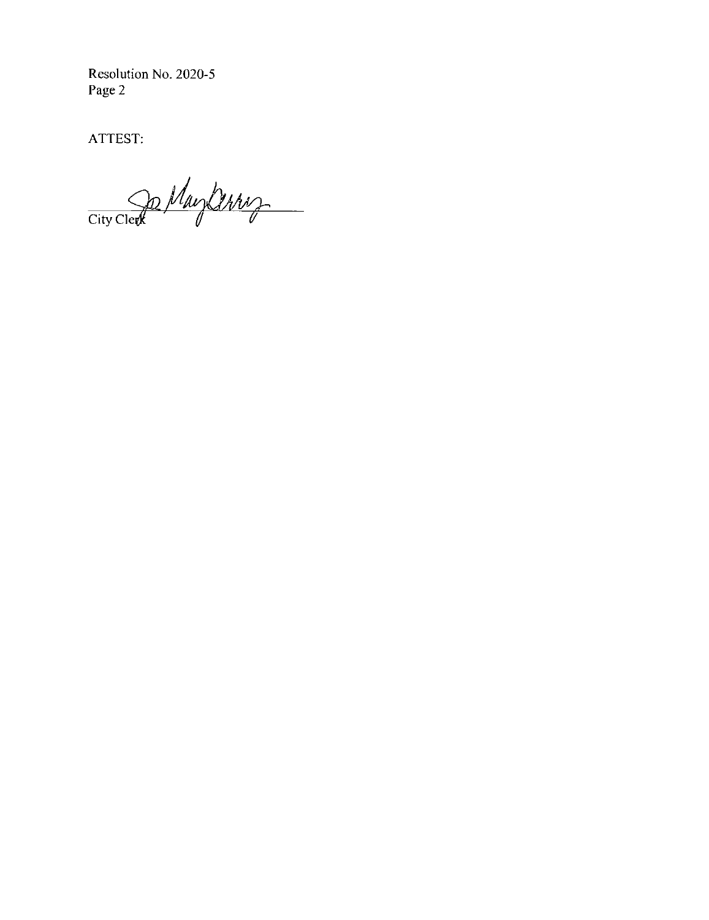Resolution No. 2020-5
Page 2

ATTEST:

City Clerk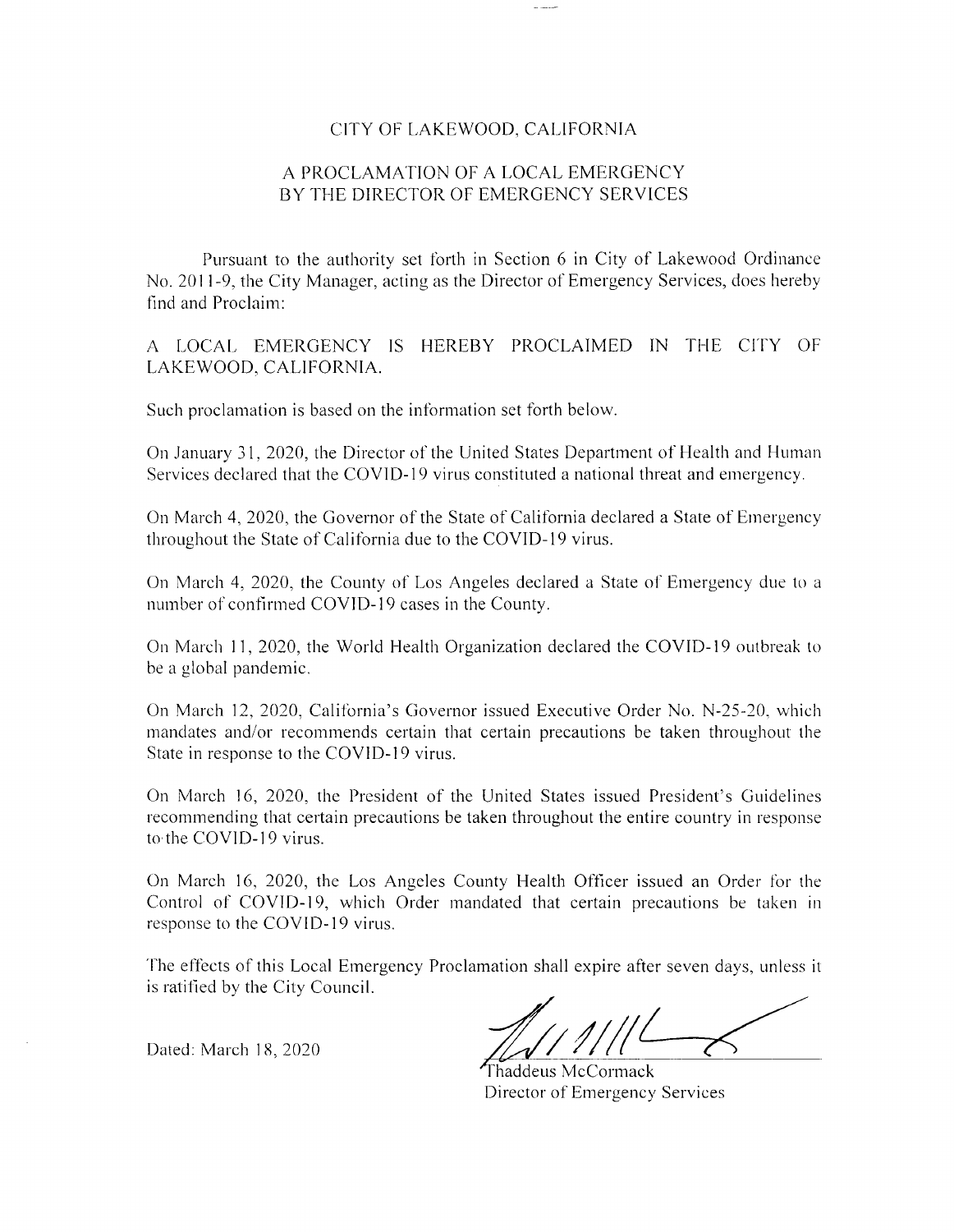# CITY OF LAKEWOOD, CALIFORNIA

## A PROCLAMATION OF A LOCAL EMERGENCY BY THE DIRECTOR OF EMERGENCY SERVICES

Pursuant to the authority set forth in Section 6 in City of Lakewood Ordinance No. 2011-9, the City Manager, acting as the Director of Emergency Services, does hereby find and Proclaim:

A LOCAL EMERGENCY IS HEREBY PROCLAIMED IN THE CITY OF LAKEWOOD, CALIFORNIA.

Such proclamation is based on the information set forth below.

On January 31, 2020, the Director of the United States Department of Health and Human Services declared that the COVID-19 virus constituted a national threat and emergency.

On March 4, 2020, the Governor of the State of California declared a State of Emergency throughout the State of California due to the COVID-19 virus.

On March 4, 2020, the County of Los Angeles declared a State of Emergency due to a number of confirmed COVID-19 cases in the County.

On March 11, 2020, the World Health Organization declared the COVID-19 outbreak to be a global pandemic.

On March 12, 2020, California's Governor issued Executive Order No. N-25-20, which mandates and/or recommends certain that certain precautions be taken throughout the State in response to the COVID-19 virus.

On March 16, 2020, the President of the United States issued President's Guidelines recommending that certain precautions be taken throughout the entire country in response to the COVID-19 virus.

On March 16, 2020, the Los Angeles County Health Officer issued an Order for the Control of COVID-19, which Order mandated that certain precautions be taken in response to the COVID-19 virus.

The effects of this Local Emergency Proclamation shall expire after seven days, unless it is ratified by the City Council.

Dated: March 18, 2020

Thaddeus McCormack
Director of Emergency Services